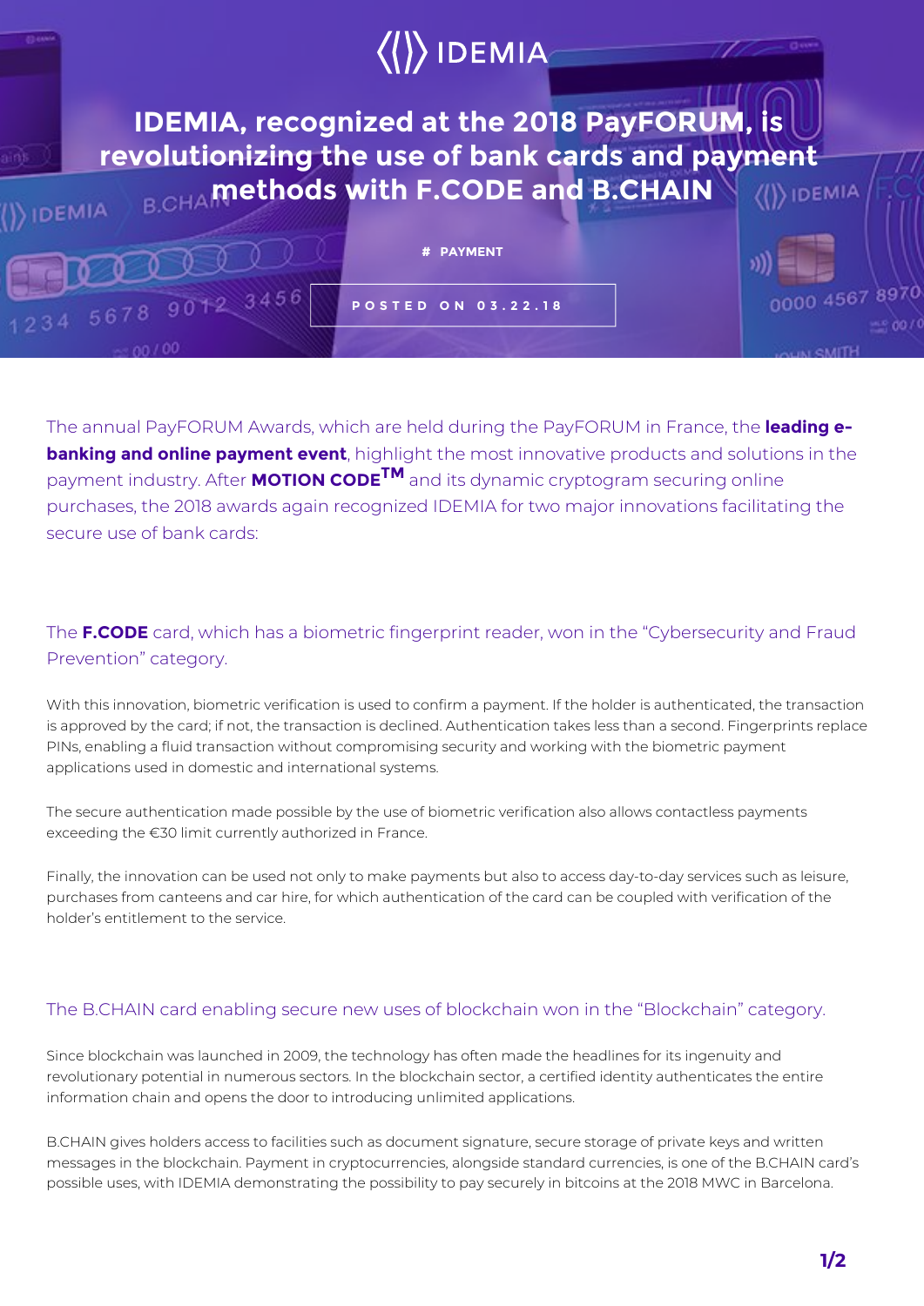# IDEMIA, recognized at the 2018 PayFORUM, is revolutionizing the use of bank cards and payment methods with F.CODE and B.CHAIN

# PAYMENT

POSTED ON 03.22.18

The annual PayFORUM Awards, which are held during the PayFORUM in France, the **leading e-banking and online payment event**, highlight the most innovative products and solutions in the payment industry. After **MOTION CODE™** and its dynamic cryptogram securing online purchases, the 2018 awards again recognized IDEMIA for two major innovations facilitating the secure use of bank cards:

## The **F.CODE** card, which has a biometric fingerprint reader, won in the "Cybersecurity and Fraud Prevention" category.

With this innovation, biometric verification is used to confirm a payment. If the holder is authenticated, the transaction is approved by the card; if not, the transaction is declined. Authentication takes less than a second. Fingerprints replace PINs, enabling a fluid transaction without compromising security and working with the biometric payment applications used in domestic and international systems.

The secure authentication made possible by the use of biometric verification also allows contactless payments exceeding the €30 limit currently authorized in France.

Finally, the innovation can be used not only to make payments but also to access day-to-day services such as leisure, purchases from canteens and car hire, for which authentication of the card can be coupled with verification of the holder's entitlement to the service.

## The B.CHAIN card enabling secure new uses of blockchain won in the "Blockchain" category.

Since blockchain was launched in 2009, the technology has often made the headlines for its ingenuity and revolutionary potential in numerous sectors. In the blockchain sector, a certified identity authenticates the entire information chain and opens the door to introducing unlimited applications.

B.CHAIN gives holders access to facilities such as document signature, secure storage of private keys and written messages in the blockchain. Payment in cryptocurrencies, alongside standard currencies, is one of the B.CHAIN card's possible uses, with IDEMIA demonstrating the possibility to pay securely in bitcoins at the 2018 MWC in Barcelona.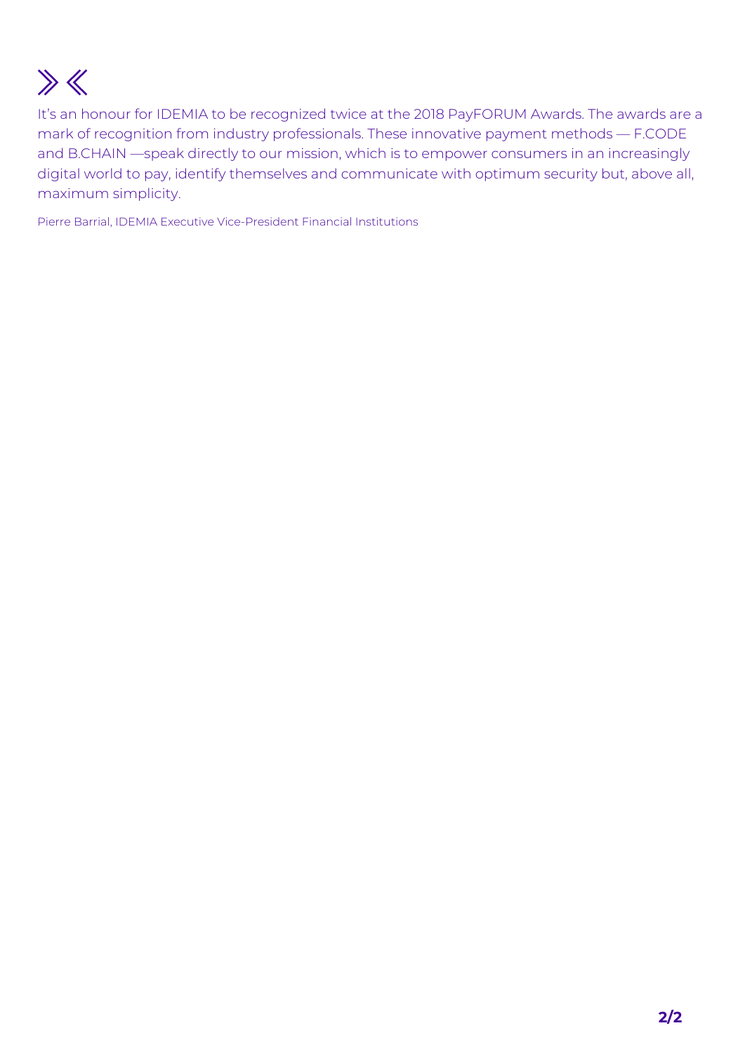It's an honour for IDEMIA to be recognized twice at the 2018 PayFORUM Awards. The awards are a mark of recognition from industry professionals. These innovative payment methods — F.CODE and B.CHAIN —speak directly to our mission, which is to empower consumers in an increasingly digital world to pay, identify themselves and communicate with optimum security but, above all, maximum simplicity.

Pierre Barrial, IDEMIA Executive Vice-President Financial Institutions